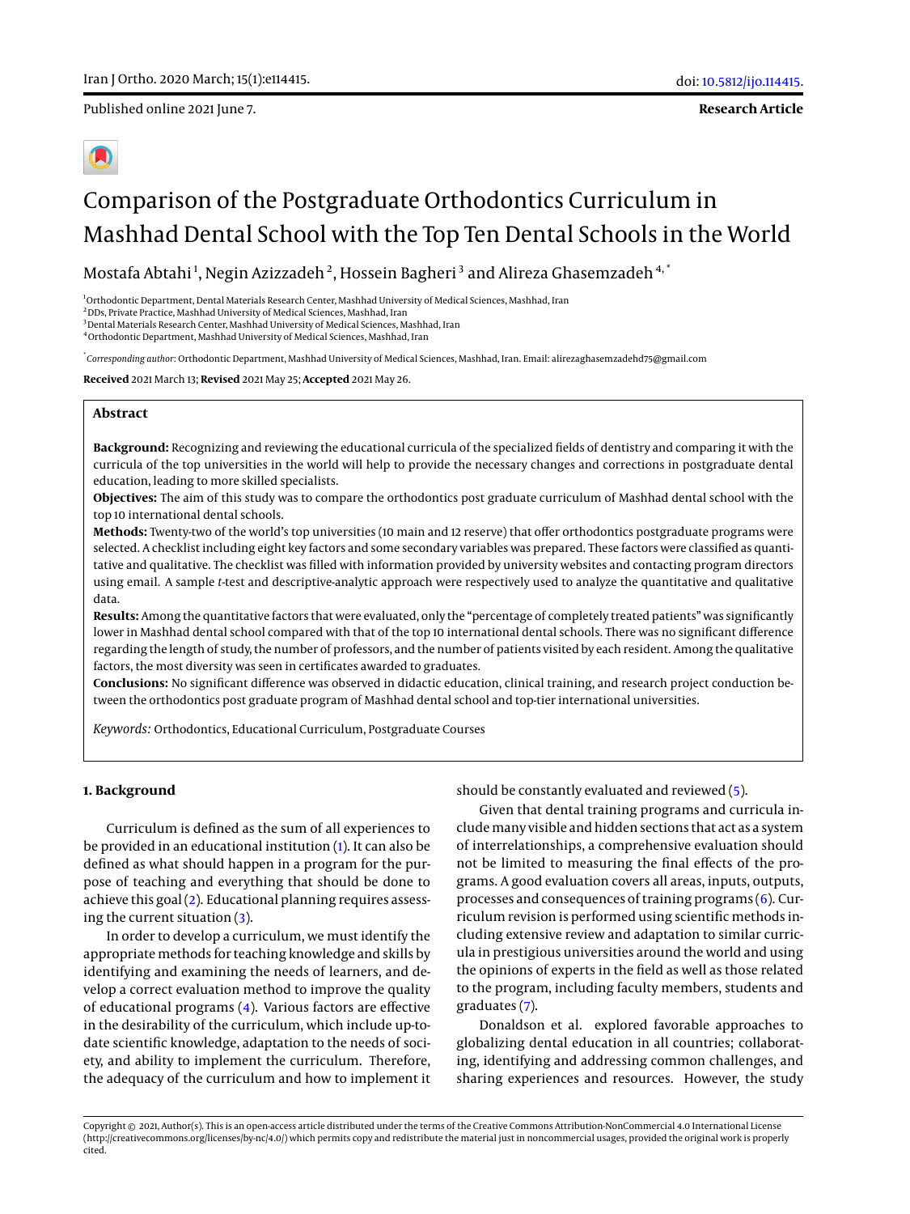Published online 2021 June 7.

**Research Article**

# Comparison of the Postgraduate Orthodontics Curriculum in Mashhad Dental School with the Top Ten Dental Schools in the World

Mostafa Abtahi [1], Negin Azizzadeh [2], Hossein Bagheri [3] and Alireza Ghasemzadeh [4,*]

[1] Orthodontic Department, Dental Materials Research Center, Mashhad University of Medical Sciences, Mashhad, Iran
[2] DDs, Private Practice, Mashhad University of Medical Sciences, Mashhad, Iran
[3] Dental Materials Research Center, Mashhad University of Medical Sciences, Mashhad, Iran
[4] Orthodontic Department, Mashhad University of Medical Sciences, Mashhad, Iran

[*] *Corresponding author*: Orthodontic Department, Mashhad University of Medical Sciences, Mashhad, Iran. Email: alirezaghasemzadehd75@gmail.com

**Received** 2021 March 13; **Revised** 2021 May 25; **Accepted** 2021 May 26.

## Abstract

**Background:** Recognizing and reviewing the educational curricula of the specialized fields of dentistry and comparing it with the curricula of the top universities in the world will help to provide the necessary changes and corrections in postgraduate dental education, leading to more skilled specialists.

**Objectives:** The aim of this study was to compare the orthodontics post graduate curriculum of Mashhad dental school with the top 10 international dental schools.

**Methods:** Twenty-two of the world's top universities (10 main and 12 reserve) that offer orthodontics postgraduate programs were selected. A checklist including eight key factors and some secondary variables was prepared. These factors were classified as quantitative and qualitative. The checklist was filled with information provided by university websites and contacting program directors using email. A sample *t*-test and descriptive-analytic approach were respectively used to analyze the quantitative and qualitative data.

**Results:** Among the quantitative factors that were evaluated, only the "percentage of completely treated patients" was significantly lower in Mashhad dental school compared with that of the top 10 international dental schools. There was no significant difference regarding the length of study, the number of professors, and the number of patients visited by each resident. Among the qualitative factors, the most diversity was seen in certificates awarded to graduates.

**Conclusions:** No significant difference was observed in didactic education, clinical training, and research project conduction between the orthodontics post graduate program of Mashhad dental school and top-tier international universities.

*Keywords:* Orthodontics, Educational Curriculum, Postgraduate Courses

## 1. Background

Curriculum is defined as the sum of all experiences to be provided in an educational institution (1). It can also be defined as what should happen in a program for the purpose of teaching and everything that should be done to achieve this goal (2). Educational planning requires assessing the current situation (3).

In order to develop a curriculum, we must identify the appropriate methods for teaching knowledge and skills by identifying and examining the needs of learners, and develop a correct evaluation method to improve the quality of educational programs (4). Various factors are effective in the desirability of the curriculum, which include up-to-date scientific knowledge, adaptation to the needs of society, and ability to implement the curriculum. Therefore, the adequacy of the curriculum and how to implement it should be constantly evaluated and reviewed (5).

Given that dental training programs and curricula include many visible and hidden sections that act as a system of interrelationships, a comprehensive evaluation should not be limited to measuring the final effects of the programs. A good evaluation covers all areas, inputs, outputs, processes and consequences of training programs (6). Curriculum revision is performed using scientific methods including extensive review and adaptation to similar curricula in prestigious universities around the world and using the opinions of experts in the field as well as those related to the program, including faculty members, students and graduates (7).

Donaldson et al. explored favorable approaches to globalizing dental education in all countries; collaborating, identifying and addressing common challenges, and sharing experiences and resources. However, the study

Copyright © 2021, Author(s). This is an open-access article distributed under the terms of the Creative Commons Attribution-NonCommercial 4.0 International License (http://creativecommons.org/licenses/by-nc/4.0/) which permits copy and redistribute the material just in noncommercial usages, provided the original work is properly cited.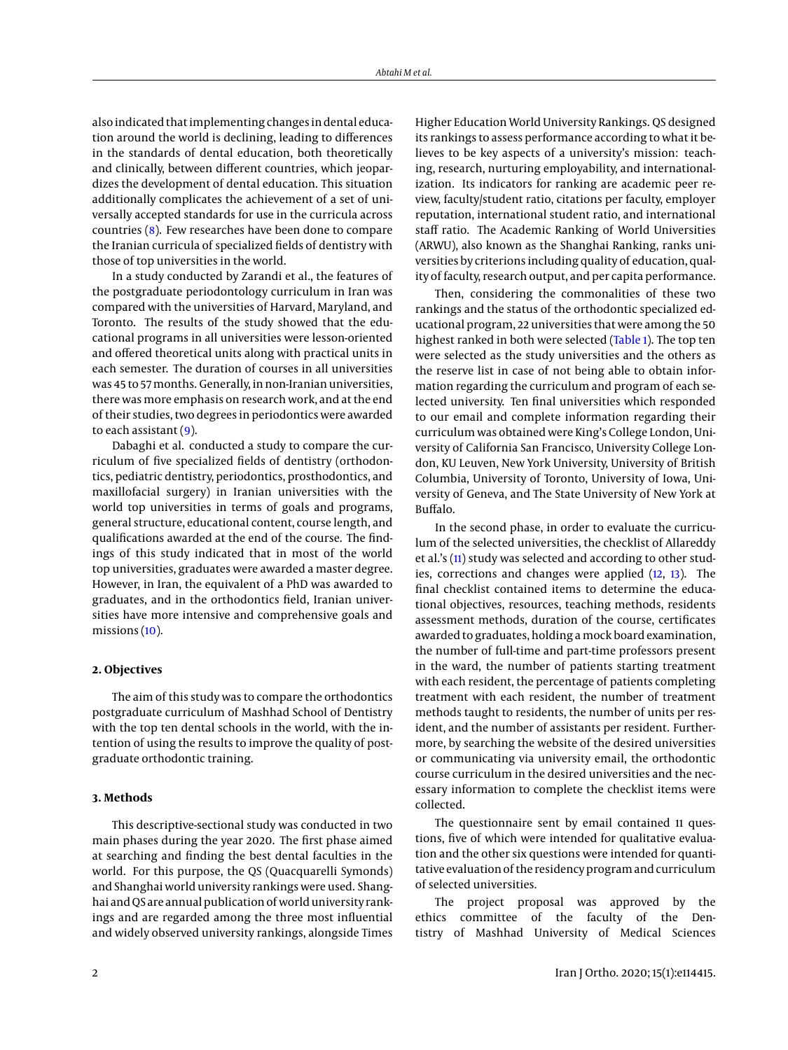also indicated that implementing changes in dental education around the world is declining, leading to differences in the standards of dental education, both theoretically and clinically, between different countries, which jeopardizes the development of dental education. This situation additionally complicates the achievement of a set of universally accepted standards for use in the curricula across countries (8). Few researches have been done to compare the Iranian curricula of specialized fields of dentistry with those of top universities in the world.

In a study conducted by Zarandi et al., the features of the postgraduate periodontology curriculum in Iran was compared with the universities of Harvard, Maryland, and Toronto. The results of the study showed that the educational programs in all universities were lesson-oriented and offered theoretical units along with practical units in each semester. The duration of courses in all universities was 45 to 57 months. Generally, in non-Iranian universities, there was more emphasis on research work, and at the end of their studies, two degrees in periodontics were awarded to each assistant (9).

Dabaghi et al. conducted a study to compare the curriculum of five specialized fields of dentistry (orthodontics, pediatric dentistry, periodontics, prosthodontics, and maxillofacial surgery) in Iranian universities with the world top universities in terms of goals and programs, general structure, educational content, course length, and qualifications awarded at the end of the course. The findings of this study indicated that in most of the world top universities, graduates were awarded a master degree. However, in Iran, the equivalent of a PhD was awarded to graduates, and in the orthodontics field, Iranian universities have more intensive and comprehensive goals and missions (10).

## 2. Objectives

The aim of this study was to compare the orthodontics postgraduate curriculum of Mashhad School of Dentistry with the top ten dental schools in the world, with the intention of using the results to improve the quality of postgraduate orthodontic training.

## 3. Methods

This descriptive-sectional study was conducted in two main phases during the year 2020. The first phase aimed at searching and finding the best dental faculties in the world. For this purpose, the QS (Quacquarelli Symonds) and Shanghai world university rankings were used. Shanghai and QS are annual publication of world university rankings and are regarded among the three most influential and widely observed university rankings, alongside Times Higher Education World University Rankings. QS designed its rankings to assess performance according to what it believes to be key aspects of a university's mission: teaching, research, nurturing employability, and internationalization. Its indicators for ranking are academic peer review, faculty/student ratio, citations per faculty, employer reputation, international student ratio, and international staff ratio. The Academic Ranking of World Universities (ARWU), also known as the Shanghai Ranking, ranks universities by criterions including quality of education, quality of faculty, research output, and per capita performance.

Then, considering the commonalities of these two rankings and the status of the orthodontic specialized educational program, 22 universities that were among the 50 highest ranked in both were selected (Table 1). The top ten were selected as the study universities and the others as the reserve list in case of not being able to obtain information regarding the curriculum and program of each selected university. Ten final universities which responded to our email and complete information regarding their curriculum was obtained were King's College London, University of California San Francisco, University College London, KU Leuven, New York University, University of British Columbia, University of Toronto, University of Iowa, University of Geneva, and The State University of New York at Buffalo.

In the second phase, in order to evaluate the curriculum of the selected universities, the checklist of Allareddy et al.'s (11) study was selected and according to other studies, corrections and changes were applied (12, 13). The final checklist contained items to determine the educational objectives, resources, teaching methods, residents assessment methods, duration of the course, certificates awarded to graduates, holding a mock board examination, the number of full-time and part-time professors present in the ward, the number of patients starting treatment with each resident, the percentage of patients completing treatment with each resident, the number of treatment methods taught to residents, the number of units per resident, and the number of assistants per resident. Furthermore, by searching the website of the desired universities or communicating via university email, the orthodontic course curriculum in the desired universities and the necessary information to complete the checklist items were collected.

The questionnaire sent by email contained 11 questions, five of which were intended for qualitative evaluation and the other six questions were intended for quantitative evaluation of the residency program and curriculum of selected universities.

The project proposal was approved by the ethics committee of the faculty of the Dentistry of Mashhad University of Medical Sciences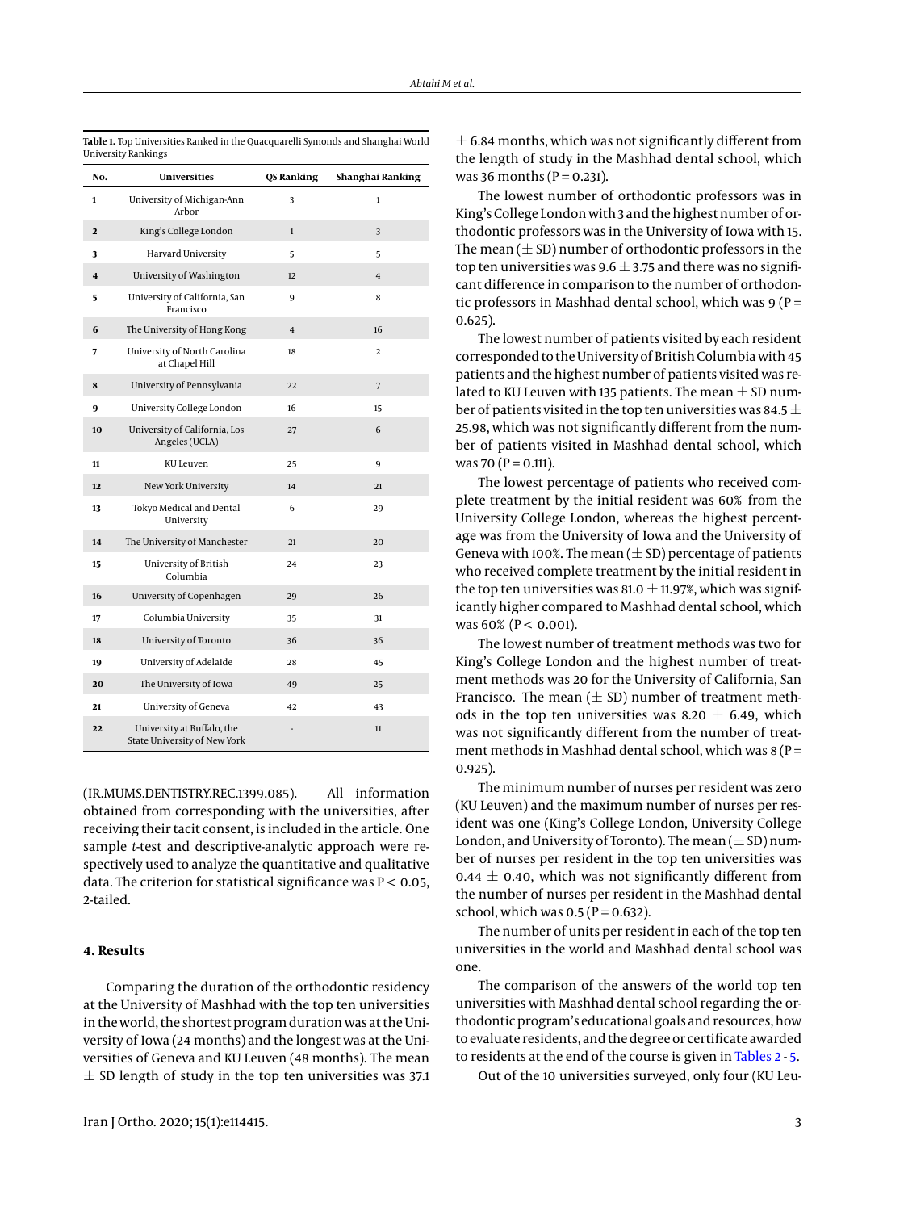**Table 1.** Top Universities Ranked in the Quacquarelli Symonds and Shanghai World University Rankings

| No. | Universities | QS Ranking | Shanghai Ranking |
|---|---|---|---|
| 1 | University of Michigan-Ann Arbor | 3 | 1 |
| 2 | King's College London | 1 | 3 |
| 3 | Harvard University | 5 | 5 |
| 4 | University of Washington | 12 | 4 |
| 5 | University of California, San Francisco | 9 | 8 |
| 6 | The University of Hong Kong | 4 | 16 |
| 7 | University of North Carolina at Chapel Hill | 18 | 2 |
| 8 | University of Pennsylvania | 22 | 7 |
| 9 | University College London | 16 | 15 |
| 10 | University of California, Los Angeles (UCLA) | 27 | 6 |
| 11 | KU Leuven | 25 | 9 |
| 12 | New York University | 14 | 21 |
| 13 | Tokyo Medical and Dental University | 6 | 29 |
| 14 | The University of Manchester | 21 | 20 |
| 15 | University of British Columbia | 24 | 23 |
| 16 | University of Copenhagen | 29 | 26 |
| 17 | Columbia University | 35 | 31 |
| 18 | University of Toronto | 36 | 36 |
| 19 | University of Adelaide | 28 | 45 |
| 20 | The University of Iowa | 49 | 25 |
| 21 | University of Geneva | 42 | 43 |
| 22 | University at Buffalo, the State University of New York | - | 11 |

(IR.MUMS.DENTISTRY.REC.1399.085). All information obtained from corresponding with the universities, after receiving their tacit consent, is included in the article. One sample *t*-test and descriptive-analytic approach were respectively used to analyze the quantitative and qualitative data. The criterion for statistical significance was $P < 0.05$, 2-tailed.

## 4. Results

Comparing the duration of the orthodontic residency at the University of Mashhad with the top ten universities in the world, the shortest program duration was at the University of Iowa (24 months) and the longest was at the Universities of Geneva and KU Leuven (48 months). The mean $\pm$ SD length of study in the top ten universities was 37.1 $\pm$ 6.84 months, which was not significantly different from the length of study in the Mashhad dental school, which was 36 months ($P = 0.231$).

The lowest number of orthodontic professors was in King's College London with 3 and the highest number of orthodontic professors was in the University of Iowa with 15. The mean ($\pm$ SD) number of orthodontic professors in the top ten universities was 9.6 $\pm$ 3.75 and there was no significant difference in comparison to the number of orthodontic professors in Mashhad dental school, which was 9 ($P = 0.625$).

The lowest number of patients visited by each resident corresponded to the University of British Columbia with 45 patients and the highest number of patients visited was related to KU Leuven with 135 patients. The mean $\pm$ SD number of patients visited in the top ten universities was 84.5 $\pm$ 25.98, which was not significantly different from the number of patients visited in Mashhad dental school, which was 70 ($P = 0.111$).

The lowest percentage of patients who received complete treatment by the initial resident was 60% from the University College London, whereas the highest percentage was from the University of Iowa and the University of Geneva with 100%. The mean ($\pm$ SD) percentage of patients who received complete treatment by the initial resident in the top ten universities was 81.0 $\pm$ 11.97%, which was significantly higher compared to Mashhad dental school, which was 60% ($P < 0.001$).

The lowest number of treatment methods was two for King's College London and the highest number of treatment methods was 20 for the University of California, San Francisco. The mean ($\pm$ SD) number of treatment methods in the top ten universities was 8.20 $\pm$ 6.49, which was not significantly different from the number of treatment methods in Mashhad dental school, which was 8 ($P = 0.925$).

The minimum number of nurses per resident was zero (KU Leuven) and the maximum number of nurses per resident was one (King's College London, University College London, and University of Toronto). The mean ($\pm$ SD) number of nurses per resident in the top ten universities was 0.44 $\pm$ 0.40, which was not significantly different from the number of nurses per resident in the Mashhad dental school, which was 0.5 ($P = 0.632$).

The number of units per resident in each of the top ten universities in the world and Mashhad dental school was one.

The comparison of the answers of the world top ten universities with Mashhad dental school regarding the orthodontic program's educational goals and resources, how to evaluate residents, and the degree or certificate awarded to residents at the end of the course is given in Tables 2 - 5.

Out of the 10 universities surveyed, only four (KU Leu-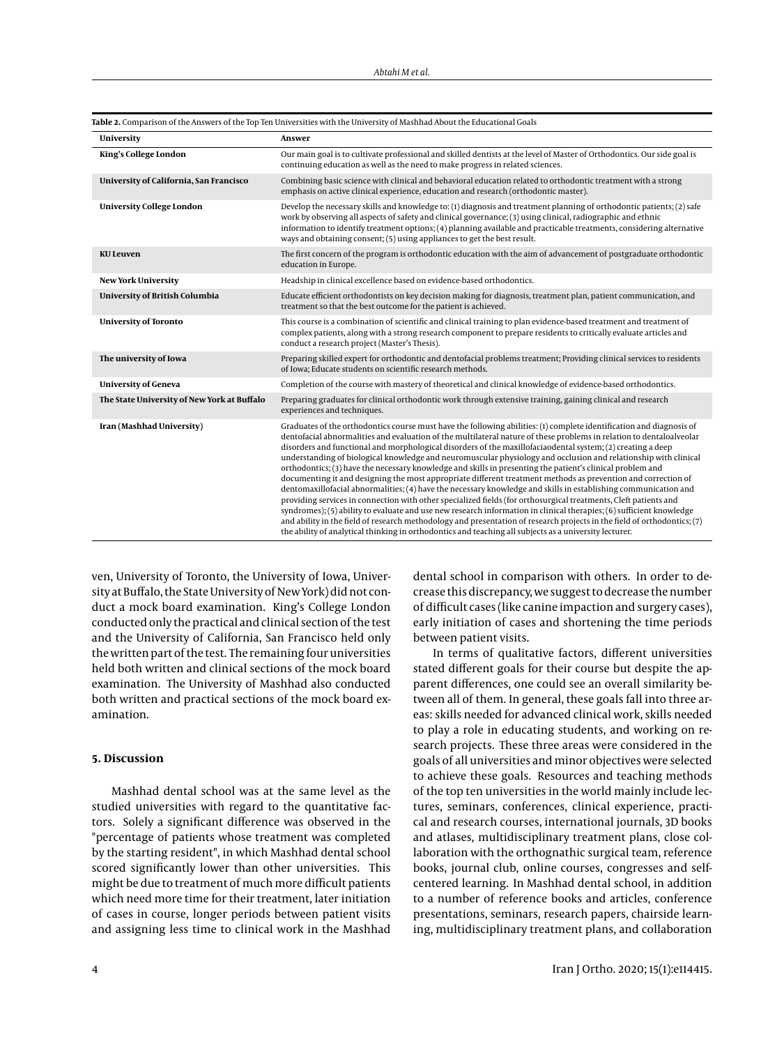**Table 2.** Comparison of the Answers of the Top Ten Universities with the University of Mashhad About the Educational Goals

| University | Answer |
|---|---|
| **King's College London** | Our main goal is to cultivate professional and skilled dentists at the level of Master of Orthodontics. Our side goal is continuing education as well as the need to make progress in related sciences. |
| **University of California, San Francisco** | Combining basic science with clinical and behavioral education related to orthodontic treatment with a strong emphasis on active clinical experience, education and research (orthodontic master). |
| **University College London** | Develop the necessary skills and knowledge to: (1) diagnosis and treatment planning of orthodontic patients; (2) safe work by observing all aspects of safety and clinical governance; (3) using clinical, radiographic and ethnic information to identify treatment options; (4) planning available and practicable treatments, considering alternative ways and obtaining consent; (5) using appliances to get the best result. |
| **KU Leuven** | The first concern of the program is orthodontic education with the aim of advancement of postgraduate orthodontic education in Europe. |
| **New York University** | Headship in clinical excellence based on evidence-based orthodontics. |
| **University of British Columbia** | Educate efficient orthodontists on key decision making for diagnosis, treatment plan, patient communication, and treatment so that the best outcome for the patient is achieved. |
| **University of Toronto** | This course is a combination of scientific and clinical training to plan evidence-based treatment and treatment of complex patients, along with a strong research component to prepare residents to critically evaluate articles and conduct a research project (Master's Thesis). |
| **The university of Iowa** | Preparing skilled expert for orthodontic and dentofacial problems treatment; Providing clinical services to residents of Iowa; Educate students on scientific research methods. |
| **University of Geneva** | Completion of the course with mastery of theoretical and clinical knowledge of evidence-based orthodontics. |
| **The State University of New York at Buffalo** | Preparing graduates for clinical orthodontic work through extensive training, gaining clinical and research experiences and techniques. |
| **Iran (Mashhad University)** | Graduates of the orthodontics course must have the following abilities: (1) complete identification and diagnosis of dentofacial abnormalities and evaluation of the multilateral nature of these problems in relation to dentaloalveolar disorders and functional and morphological disorders of the maxillofaciaodental system; (2) creating a deep understanding of biological knowledge and neuromuscular physiology and occlusion and relationship with clinical orthodontics; (3) have the necessary knowledge and skills in presenting the patient's clinical problem and documenting it and designing the most appropriate different treatment methods as prevention and correction of dentomaxillofacial abnormalities; (4) have the necessary knowledge and skills in establishing communication and providing services in connection with other specialized fields (for orthosurgical treatments, Cleft patients and syndromes); (5) ability to evaluate and use new research information in clinical therapies; (6) sufficient knowledge and ability in the field of research methodology and presentation of research projects in the field of orthodontics; (7) the ability of analytical thinking in orthodontics and teaching all subjects as a university lecturer. |

ven, University of Toronto, the University of Iowa, University at Buffalo, the State University of New York) did not conduct a mock board examination. King's College London conducted only the practical and clinical section of the test and the University of California, San Francisco held only the written part of the test. The remaining four universities held both written and clinical sections of the mock board examination. The University of Mashhad also conducted both written and practical sections of the mock board examination.

## 5. Discussion

Mashhad dental school was at the same level as the studied universities with regard to the quantitative factors. Solely a significant difference was observed in the "percentage of patients whose treatment was completed by the starting resident", in which Mashhad dental school scored significantly lower than other universities. This might be due to treatment of much more difficult patients which need more time for their treatment, later initiation of cases in course, longer periods between patient visits and assigning less time to clinical work in the Mashhad dental school in comparison with others. In order to decrease this discrepancy, we suggest to decrease the number of difficult cases (like canine impaction and surgery cases), early initiation of cases and shortening the time periods between patient visits.

In terms of qualitative factors, different universities stated different goals for their course but despite the apparent differences, one could see an overall similarity between all of them. In general, these goals fall into three areas: skills needed for advanced clinical work, skills needed to play a role in educating students, and working on research projects. These three areas were considered in the goals of all universities and minor objectives were selected to achieve these goals. Resources and teaching methods of the top ten universities in the world mainly include lectures, seminars, conferences, clinical experience, practical and research courses, international journals, 3D books and atlases, multidisciplinary treatment plans, close collaboration with the orthognathic surgical team, reference books, journal club, online courses, congresses and self-centered learning. In Mashhad dental school, in addition to a number of reference books and articles, conference presentations, seminars, research papers, chairside learning, multidisciplinary treatment plans, and collaboration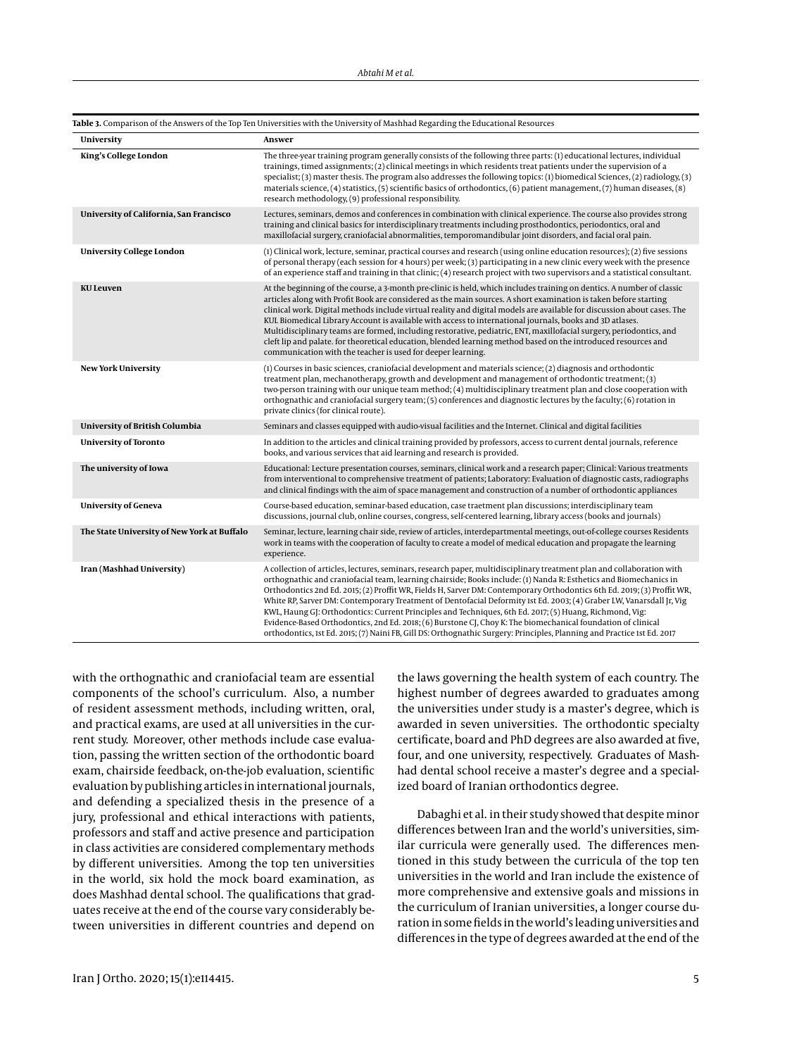**Table 3.** Comparison of the Answers of the Top Ten Universities with the University of Mashhad Regarding the Educational Resources

| University | Answer |
|---|---|
| **King's College London** | The three-year training program generally consists of the following three parts: (1) educational lectures, individual trainings, timed assignments; (2) clinical meetings in which residents treat patients under the supervision of a specialist; (3) master thesis. The program also addresses the following topics: (1) biomedical Sciences, (2) radiology, (3) materials science, (4) statistics, (5) scientific basics of orthodontics, (6) patient management, (7) human diseases, (8) research methodology, (9) professional responsibility. |
| **University of California, San Francisco** | Lectures, seminars, demos and conferences in combination with clinical experience. The course also provides strong training and clinical basics for interdisciplinary treatments including prosthodontics, periodontics, oral and maxillofacial surgery, craniofacial abnormalities, temporomandibular joint disorders, and facial oral pain. |
| **University College London** | (1) Clinical work, lecture, seminar, practical courses and research (using online education resources); (2) five sessions of personal therapy (each session for 4 hours) per week; (3) participating in a new clinic every week with the presence of an experience staff and training in that clinic; (4) research project with two supervisors and a statistical consultant. |
| **KU Leuven** | At the beginning of the course, a 3-month pre-clinic is held, which includes training on dentics. A number of classic articles along with Profit Book are considered as the main sources. A short examination is taken before starting clinical work. Digital methods include virtual reality and digital models are available for discussion about cases. The KUL Biomedical Library Account is available with access to international journals, books and 3D atlases. Multidisciplinary teams are formed, including restorative, pediatric, ENT, maxillofacial surgery, periodontics, and cleft lip and palate. for theoretical education, blended learning method based on the introduced resources and communication with the teacher is used for deeper learning. |
| **New York University** | (1) Courses in basic sciences, craniofacial development and materials science; (2) diagnosis and orthodontic treatment plan, mechanotherapy, growth and development and management of orthodontic treatment; (3) two-person training with our unique team method; (4) multidisciplinary treatment plan and close cooperation with orthognathic and craniofacial surgery team; (5) conferences and diagnostic lectures by the faculty; (6) rotation in private clinics (for clinical route). |
| **University of British Columbia** | Seminars and classes equipped with audio-visual facilities and the Internet. Clinical and digital facilities |
| **University of Toronto** | In addition to the articles and clinical training provided by professors, access to current dental journals, reference books, and various services that aid learning and research is provided. |
| **The university of Iowa** | Educational: Lecture presentation courses, seminars, clinical work and a research paper; Clinical: Various treatments from interventional to comprehensive treatment of patients; Laboratory: Evaluation of diagnostic casts, radiographs and clinical findings with the aim of space management and construction of a number of orthodontic appliances |
| **University of Geneva** | Course-based education, seminar-based education, case traetment plan discussions; interdisciplinary team discussions, journal club, online courses, congress, self-centered learning, library access (books and journals) |
| **The State University of New York at Buffalo** | Seminar, lecture, learning chair side, review of articles, interdepartmental meetings, out-of-college courses Residents work in teams with the cooperation of faculty to create a model of medical education and propagate the learning experience. |
| **Iran (Mashhad University)** | A collection of articles, lectures, seminars, research paper, multidisciplinary treatment plan and collaboration with orthognathic and craniofacial team, learning chairside; Books include: (1) Nanda R: Esthetics and Biomechanics in Orthodontics 2nd Ed. 2015; (2) Proffit WR, Fields H, Sarver DM: Contemporary Orthodontics 6th Ed. 2019; (3) Proffit WR, White RP, Sarver DM: Contemporary Treatment of Dentofacial Deformity 1st Ed. 2003; (4) Graber LW, Vanarsdall Jr, Vig KWL, Haung GJ: Orthodontics: Current Principles and Techniques, 6th Ed. 2017; (5) Huang, Richmond, Vig: Evidence-Based Orthodontics, 2nd Ed. 2018; (6) Burstone CJ, Choy K: The biomechanical foundation of clinical orthodontics, 1st Ed. 2015; (7) Naini FB, Gill DS: Orthognathic Surgery: Principles, Planning and Practice 1st Ed. 2017 |

with the orthognathic and craniofacial team are essential components of the school's curriculum. Also, a number of resident assessment methods, including written, oral, and practical exams, are used at all universities in the current study. Moreover, other methods include case evaluation, passing the written section of the orthodontic board exam, chairside feedback, on-the-job evaluation, scientific evaluation by publishing articles in international journals, and defending a specialized thesis in the presence of a jury, professional and ethical interactions with patients, professors and staff and active presence and participation in class activities are considered complementary methods by different universities. Among the top ten universities in the world, six hold the mock board examination, as does Mashhad dental school. The qualifications that graduates receive at the end of the course vary considerably between universities in different countries and depend on the laws governing the health system of each country. The highest number of degrees awarded to graduates among the universities under study is a master's degree, which is awarded in seven universities. The orthodontic specialty certificate, board and PhD degrees are also awarded at five, four, and one university, respectively. Graduates of Mashhad dental school receive a master's degree and a specialized board of Iranian orthodontics degree.

Dabaghi et al. in their study showed that despite minor differences between Iran and the world's universities, similar curricula were generally used. The differences mentioned in this study between the curricula of the top ten universities in the world and Iran include the existence of more comprehensive and extensive goals and missions in the curriculum of Iranian universities, a longer course duration in some fields in the world's leading universities and differences in the type of degrees awarded at the end of the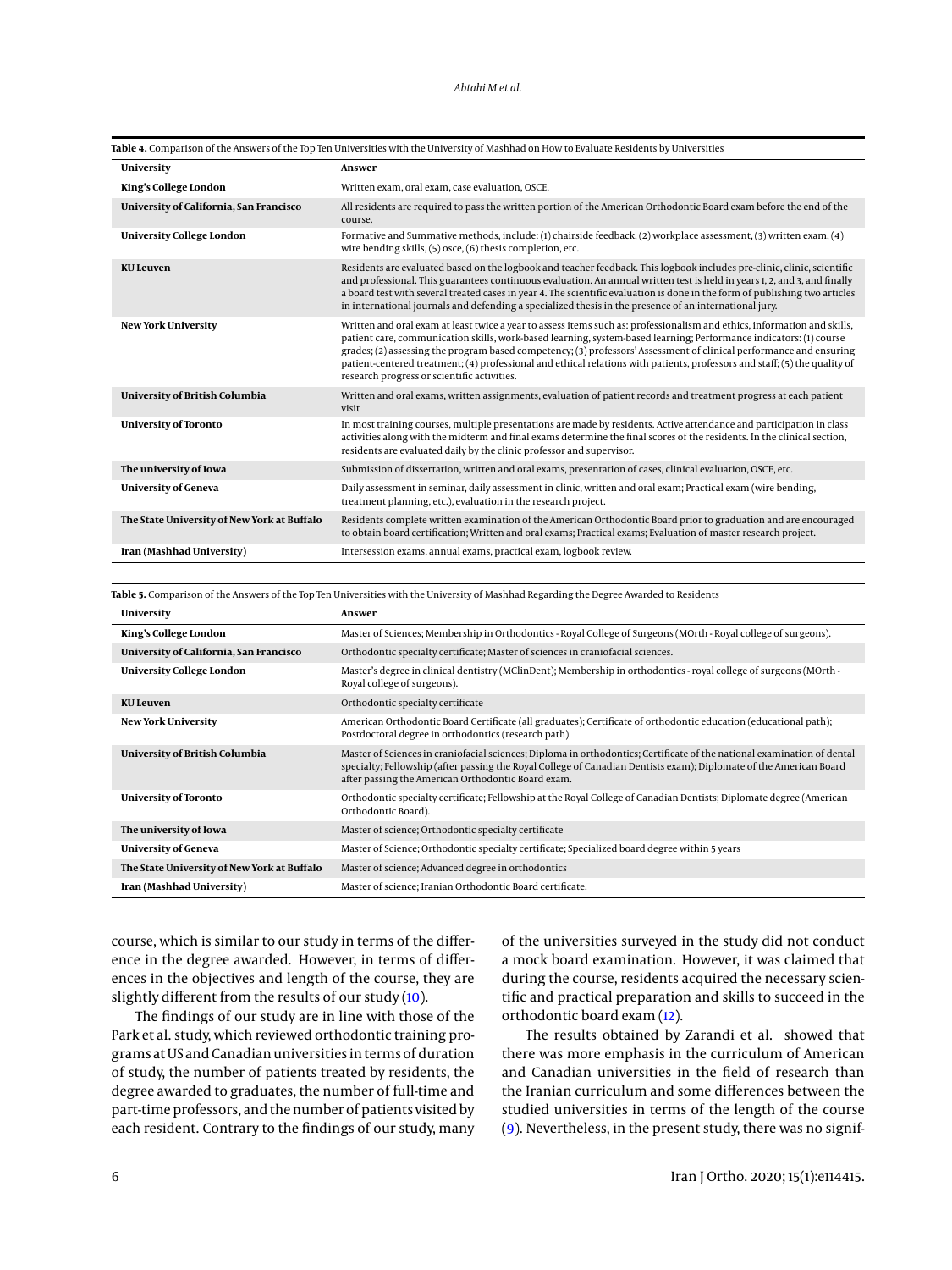**Table 4.** Comparison of the Answers of the Top Ten Universities with the University of Mashhad on How to Evaluate Residents by Universities

| University | Answer |
|---|---|
| **King's College London** | Written exam, oral exam, case evaluation, OSCE. |
| **University of California, San Francisco** | All residents are required to pass the written portion of the American Orthodontic Board exam before the end of the course. |
| **University College London** | Formative and Summative methods, include: (1) chairside feedback, (2) workplace assessment, (3) written exam, (4) wire bending skills, (5) osce, (6) thesis completion, etc. |
| **KU Leuven** | Residents are evaluated based on the logbook and teacher feedback. This logbook includes pre-clinic, clinic, scientific and professional. This guarantees continuous evaluation. An annual written test is held in years 1, 2, and 3, and finally a board test with several treated cases in year 4. The scientific evaluation is done in the form of publishing two articles in international journals and defending a specialized thesis in the presence of an international jury. |
| **New York University** | Written and oral exam at least twice a year to assess items such as: professionalism and ethics, information and skills, patient care, communication skills, work-based learning, system-based learning; Performance indicators: (1) course grades; (2) assessing the program based competency; (3) professors' Assessment of clinical performance and ensuring patient-centered treatment; (4) professional and ethical relations with patients, professors and staff; (5) the quality of research progress or scientific activities. |
| **University of British Columbia** | Written and oral exams, written assignments, evaluation of patient records and treatment progress at each patient visit |
| **University of Toronto** | In most training courses, multiple presentations are made by residents. Active attendance and participation in class activities along with the midterm and final exams determine the final scores of the residents. In the clinical section, residents are evaluated daily by the clinic professor and supervisor. |
| **The university of Iowa** | Submission of dissertation, written and oral exams, presentation of cases, clinical evaluation, OSCE, etc. |
| **University of Geneva** | Daily assessment in seminar, daily assessment in clinic, written and oral exam; Practical exam (wire bending, treatment planning, etc.), evaluation in the research project. |
| **The State University of New York at Buffalo** | Residents complete written examination of the American Orthodontic Board prior to graduation and are encouraged to obtain board certification; Written and oral exams; Practical exams; Evaluation of master research project. |
| **Iran (Mashhad University)** | Intersession exams, annual exams, practical exam, logbook review. |

**Table 5.** Comparison of the Answers of the Top Ten Universities with the University of Mashhad Regarding the Degree Awarded to Residents

| University | Answer |
|---|---|
| **King's College London** | Master of Sciences; Membership in Orthodontics - Royal College of Surgeons (MOrth - Royal college of surgeons). |
| **University of California, San Francisco** | Orthodontic specialty certificate; Master of sciences in craniofacial sciences. |
| **University College London** | Master's degree in clinical dentistry (MClinDent); Membership in orthodontics - royal college of surgeons (MOrth - Royal college of surgeons). |
| **KU Leuven** | Orthodontic specialty certificate |
| **New York University** | American Orthodontic Board Certificate (all graduates); Certificate of orthodontic education (educational path); Postdoctoral degree in orthodontics (research path) |
| **University of British Columbia** | Master of Sciences in craniofacial sciences; Diploma in orthodontics; Certificate of the national examination of dental specialty; Fellowship (after passing the Royal College of Canadian Dentists exam); Diplomate of the American Board after passing the American Orthodontic Board exam. |
| **University of Toronto** | Orthodontic specialty certificate; Fellowship at the Royal College of Canadian Dentists; Diplomate degree (American Orthodontic Board). |
| **The university of Iowa** | Master of science; Orthodontic specialty certificate |
| **University of Geneva** | Master of Science; Orthodontic specialty certificate; Specialized board degree within 5 years |
| **The State University of New York at Buffalo** | Master of science; Advanced degree in orthodontics |
| **Iran (Mashhad University)** | Master of science; Iranian Orthodontic Board certificate. |

course, which is similar to our study in terms of the difference in the degree awarded. However, in terms of differences in the objectives and length of the course, they are slightly different from the results of our study (10).

The findings of our study are in line with those of the Park et al. study, which reviewed orthodontic training programs at US and Canadian universities in terms of duration of study, the number of patients treated by residents, the degree awarded to graduates, the number of full-time and part-time professors, and the number of patients visited by each resident. Contrary to the findings of our study, many of the universities surveyed in the study did not conduct a mock board examination. However, it was claimed that during the course, residents acquired the necessary scientific and practical preparation and skills to succeed in the orthodontic board exam (12).

The results obtained by Zarandi et al. showed that there was more emphasis in the curriculum of American and Canadian universities in the field of research than the Iranian curriculum and some differences between the studied universities in terms of the length of the course (9). Nevertheless, in the present study, there was no signif-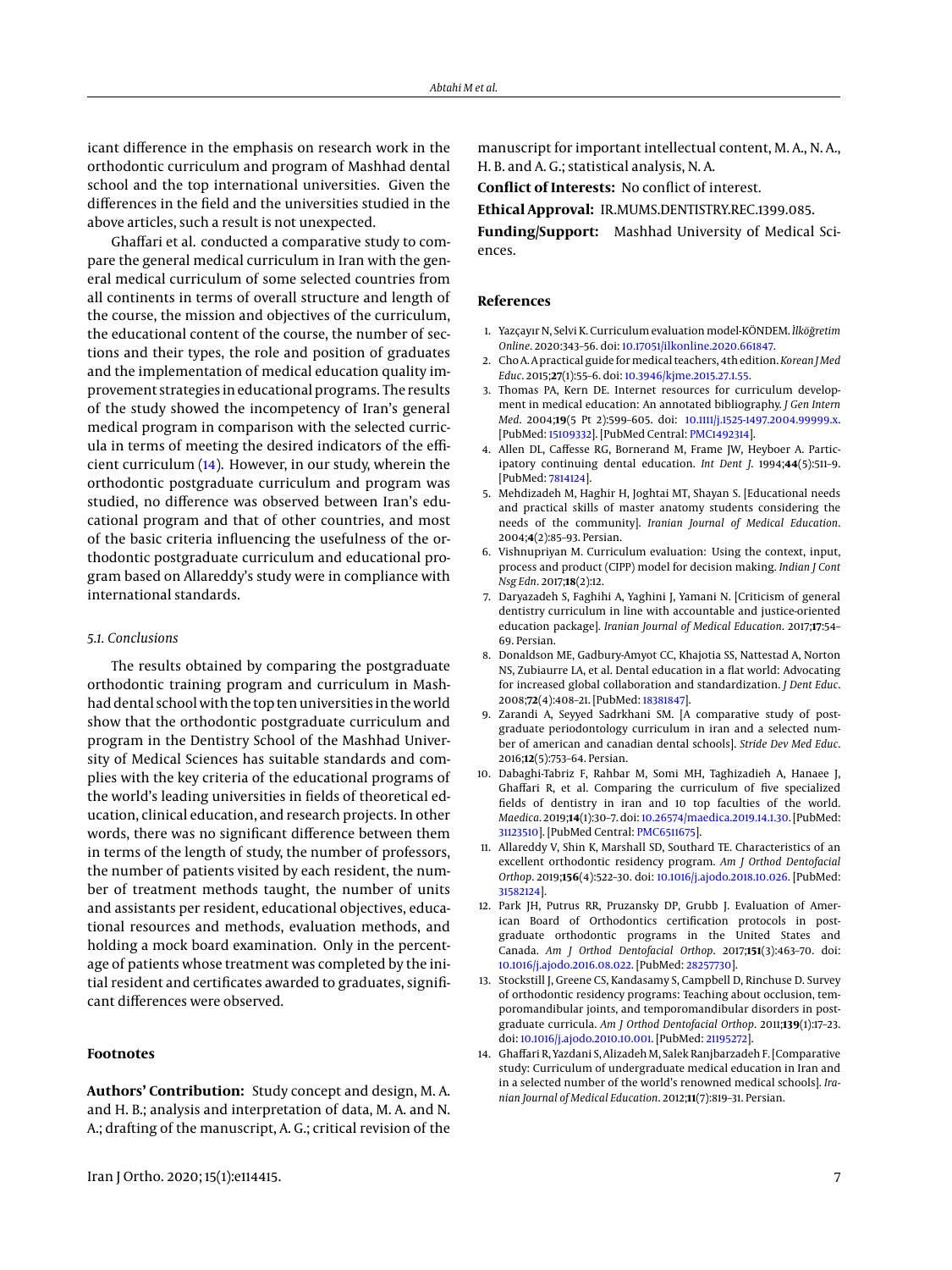icant difference in the emphasis on research work in the orthodontic curriculum and program of Mashhad dental school and the top international universities. Given the differences in the field and the universities studied in the above articles, such a result is not unexpected.

Ghaffari et al. conducted a comparative study to compare the general medical curriculum in Iran with the general medical curriculum of some selected countries from all continents in terms of overall structure and length of the course, the mission and objectives of the curriculum, the educational content of the course, the number of sections and their types, the role and position of graduates and the implementation of medical education quality improvement strategies in educational programs. The results of the study showed the incompetency of Iran's general medical program in comparison with the selected curricula in terms of meeting the desired indicators of the efficient curriculum (14). However, in our study, wherein the orthodontic postgraduate curriculum and program was studied, no difference was observed between Iran's educational program and that of other countries, and most of the basic criteria influencing the usefulness of the orthodontic postgraduate curriculum and educational program based on Allareddy's study were in compliance with international standards.

### 5.1. Conclusions

The results obtained by comparing the postgraduate orthodontic training program and curriculum in Mashhad dental school with the top ten universities in the world show that the orthodontic postgraduate curriculum and program in the Dentistry School of the Mashhad University of Medical Sciences has suitable standards and complies with the key criteria of the educational programs of the world's leading universities in fields of theoretical education, clinical education, and research projects. In other words, there was no significant difference between them in terms of the length of study, the number of professors, the number of patients visited by each resident, the number of treatment methods taught, the number of units and assistants per resident, educational objectives, educational resources and methods, evaluation methods, and holding a mock board examination. Only in the percentage of patients whose treatment was completed by the initial resident and certificates awarded to graduates, significant differences were observed.

## Footnotes

**Authors' Contribution:** Study concept and design, M. A. and H. B.; analysis and interpretation of data, M. A. and N. A.; drafting of the manuscript, A. G.; critical revision of the manuscript for important intellectual content, M. A., N. A., H. B. and A. G.; statistical analysis, N. A.

**Conflict of Interests:** No conflict of interest.

**Ethical Approval:** IR.MUMS.DENTISTRY.REC.1399.085.

**Funding/Support:** Mashhad University of Medical Sciences.

## References

1. Yazçayır N, Selvi K. Curriculum evaluation model-KÖNDEM. *İlköğretim Online*. 2020:343–56. doi: 10.17051/ilkonline.2020.661847.
2. Cho A. A practical guide for medical teachers, 4th edition. *Korean J Med Educ*. 2015;**27**(1):55–6. doi: 10.3946/kjme.2015.27.1.55.
3. Thomas PA, Kern DE. Internet resources for curriculum development in medical education: An annotated bibliography. *J Gen Intern Med*. 2004;**19**(5 Pt 2):599–605. doi: 10.1111/j.1525-1497.2004.99999.x. [PubMed: 15109332]. [PubMed Central: PMC1492314].
4. Allen DL, Caffesse RG, Bornerand M, Frame JW, Heyboer A. Participatory continuing dental education. *Int Dent J*. 1994;**44**(5):511–9. [PubMed: 7814124].
5. Mehdizadeh M, Haghir H, Joghtai MT, Shayan S. [Educational needs and practical skills of master anatomy students considering the needs of the community]. *Iranian Journal of Medical Education*. 2004;**4**(2):85–93. Persian.
6. Vishnupriyan M. Curriculum evaluation: Using the context, input, process and product (CIPP) model for decision making. *Indian J Cont Nsg Edn*. 2017;**18**(2):12.
7. Daryazadeh S, Faghihi A, Yaghini J, Yamani N. [Criticism of general dentistry curriculum in line with accountable and justice-oriented education package]. *Iranian Journal of Medical Education*. 2017;**17**:54–69. Persian.
8. Donaldson ME, Gadbury-Amyot CC, Khajotia SS, Nattestad A, Norton NS, Zubiaurre LA, et al. Dental education in a flat world: Advocating for increased global collaboration and standardization. *J Dent Educ*. 2008;**72**(4):408–21. [PubMed: 18381847].
9. Zarandi A, Seyyed Sadrkhani SM. [A comparative study of postgraduate periodontology curriculum in iran and a selected number of american and canadian dental schools]. *Stride Dev Med Educ*. 2016;**12**(5):753–64. Persian.
10. Dabaghi-Tabriz F, Rahbar M, Somi MH, Taghizadieh A, Hanaee J, Ghaffari R, et al. Comparing the curriculum of five specialized fields of dentistry in iran and 10 top faculties of the world. *Maedica*. 2019;**14**(1):30–7. doi: 10.26574/maedica.2019.14.1.30. [PubMed: 31123510]. [PubMed Central: PMC6511675].
11. Allareddy V, Shin K, Marshall SD, Southard TE. Characteristics of an excellent orthodontic residency program. *Am J Orthod Dentofacial Orthop*. 2019;**156**(4):522–30. doi: 10.1016/j.ajodo.2018.10.026. [PubMed: 31582124].
12. Park JH, Putrus RR, Pruzansky DP, Grubb J. Evaluation of American Board of Orthodontics certification protocols in postgraduate orthodontic programs in the United States and Canada. *Am J Orthod Dentofacial Orthop*. 2017;**151**(3):463–70. doi: 10.1016/j.ajodo.2016.08.022. [PubMed: 28257730].
13. Stockstill J, Greene CS, Kandasamy S, Campbell D, Rinchuse D. Survey of orthodontic residency programs: Teaching about occlusion, temporomandibular joints, and temporomandibular disorders in postgraduate curricula. *Am J Orthod Dentofacial Orthop*. 2011;**139**(1):17–23. doi: 10.1016/j.ajodo.2010.10.001. [PubMed: 21195272].
14. Ghaffari R, Yazdani S, Alizadeh M, Salek Ranjbarzadeh F. [Comparative study: Curriculum of undergraduate medical education in Iran and in a selected number of the world's renowned medical schools]. *Iranian Journal of Medical Education*. 2012;**11**(7):819–31. Persian.